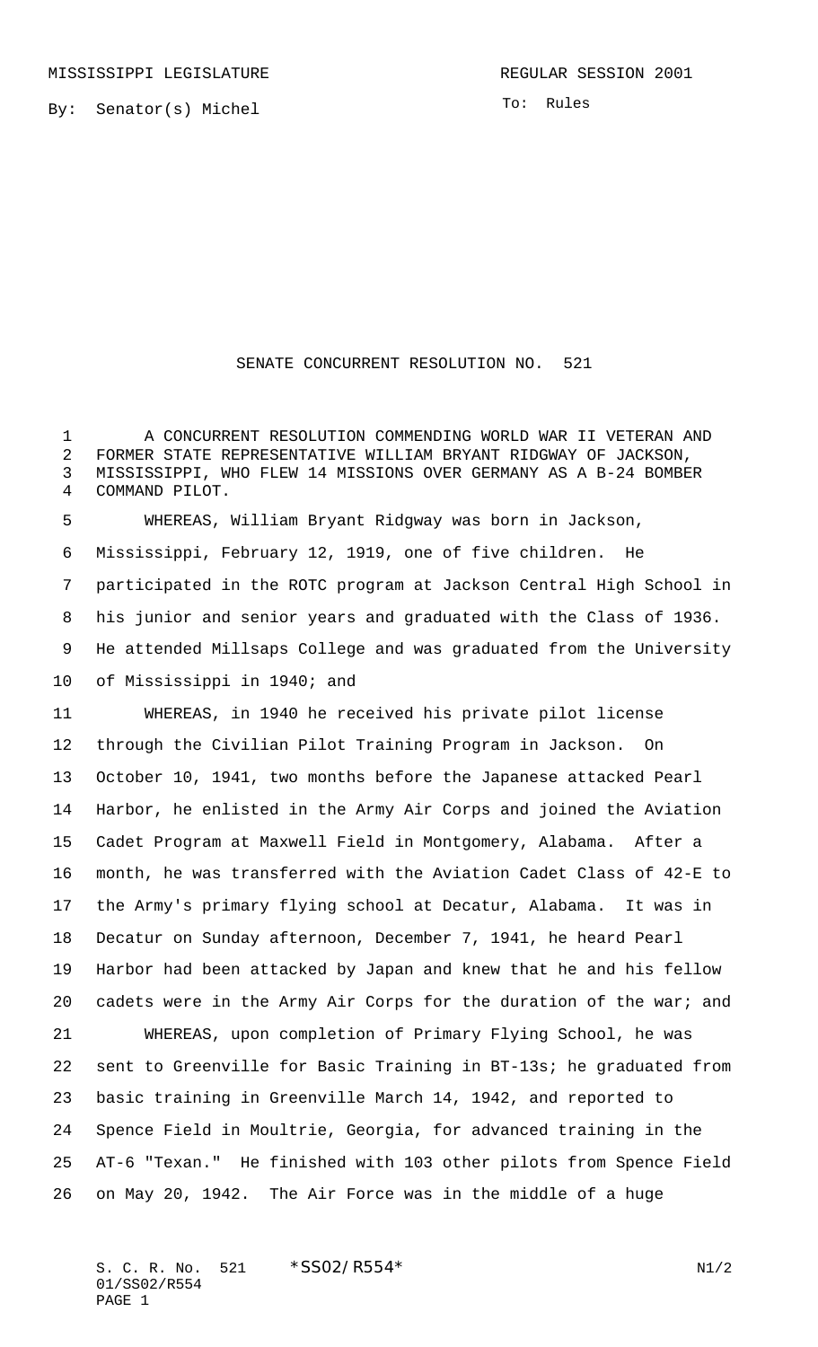MISSISSIPPI LEGISLATURE

REGULAR SESSION 2001

By: Senator(s) Michel

To: Rules

# SENATE CONCURRENT RESOLUTION NO. 521

A CONCURRENT RESOLUTION COMMENDING WORLD WAR II VETERAN AND FORMER STATE REPRESENTATIVE WILLIAM BRYANT RIDGWAY OF JACKSON, MISSISSIPPI, WHO FLEW 14 MISSIONS OVER GERMANY AS A B-24 BOMBER COMMAND PILOT.

WHEREAS, William Bryant Ridgway was born in Jackson, Mississippi, February 12, 1919, one of five children. He participated in the ROTC program at Jackson Central High School in his junior and senior years and graduated with the Class of 1936. He attended Millsaps College and was graduated from the University of Mississippi in 1940; and

WHEREAS, in 1940 he received his private pilot license through the Civilian Pilot Training Program in Jackson. On October 10, 1941, two months before the Japanese attacked Pearl Harbor, he enlisted in the Army Air Corps and joined the Aviation Cadet Program at Maxwell Field in Montgomery, Alabama. After a month, he was transferred with the Aviation Cadet Class of 42-E to the Army's primary flying school at Decatur, Alabama. It was in Decatur on Sunday afternoon, December 7, 1941, he heard Pearl Harbor had been attacked by Japan and knew that he and his fellow cadets were in the Army Air Corps for the duration of the war; and

WHEREAS, upon completion of Primary Flying School, he was sent to Greenville for Basic Training in BT-13s; he graduated from basic training in Greenville March 14, 1942, and reported to Spence Field in Moultrie, Georgia, for advanced training in the AT-6 "Texan." He finished with 103 other pilots from Spence Field on May 20, 1942. The Air Force was in the middle of a huge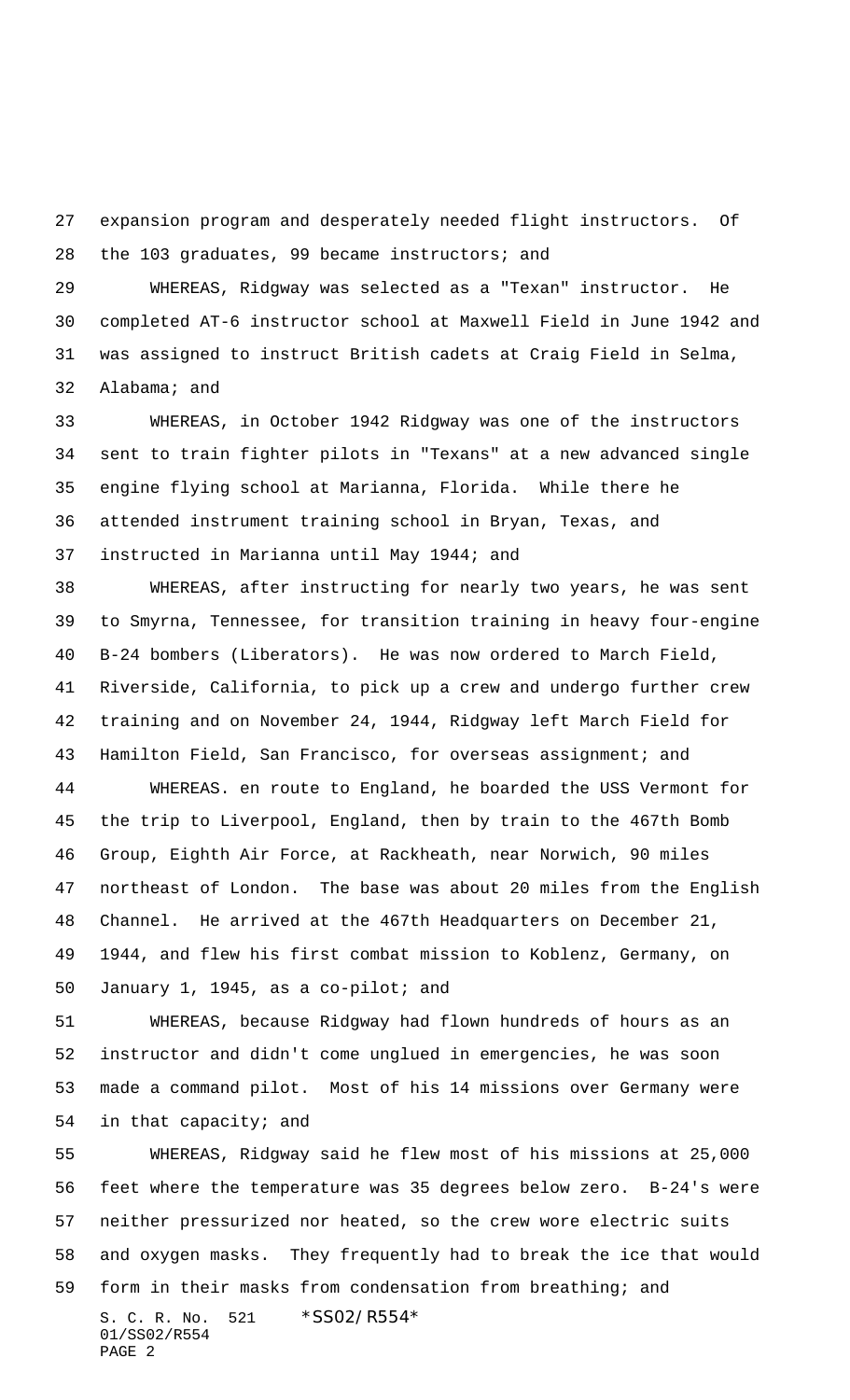expansion program and desperately needed flight instructors. Of the 103 graduates, 99 became instructors; and

WHEREAS, Ridgway was selected as a "Texan" instructor. He completed AT-6 instructor school at Maxwell Field in June 1942 and was assigned to instruct British cadets at Craig Field in Selma, Alabama; and

WHEREAS, in October 1942 Ridgway was one of the instructors sent to train fighter pilots in "Texans" at a new advanced single engine flying school at Marianna, Florida. While there he attended instrument training school in Bryan, Texas, and instructed in Marianna until May 1944; and

WHEREAS, after instructing for nearly two years, he was sent to Smyrna, Tennessee, for transition training in heavy four-engine B-24 bombers (Liberators). He was now ordered to March Field, Riverside, California, to pick up a crew and undergo further crew training and on November 24, 1944, Ridgway left March Field for Hamilton Field, San Francisco, for overseas assignment; and

WHEREAS. en route to England, he boarded the USS Vermont for the trip to Liverpool, England, then by train to the 467th Bomb Group, Eighth Air Force, at Rackheath, near Norwich, 90 miles northeast of London. The base was about 20 miles from the English Channel. He arrived at the 467th Headquarters on December 21, 1944, and flew his first combat mission to Koblenz, Germany, on January 1, 1945, as a co-pilot; and

WHEREAS, because Ridgway had flown hundreds of hours as an instructor and didn't come unglued in emergencies, he was soon made a command pilot. Most of his 14 missions over Germany were in that capacity; and

WHEREAS, Ridgway said he flew most of his missions at 25,000 feet where the temperature was 35 degrees below zero. B-24's were neither pressurized nor heated, so the crew wore electric suits and oxygen masks. They frequently had to break the ice that would form in their masks from condensation from breathing; and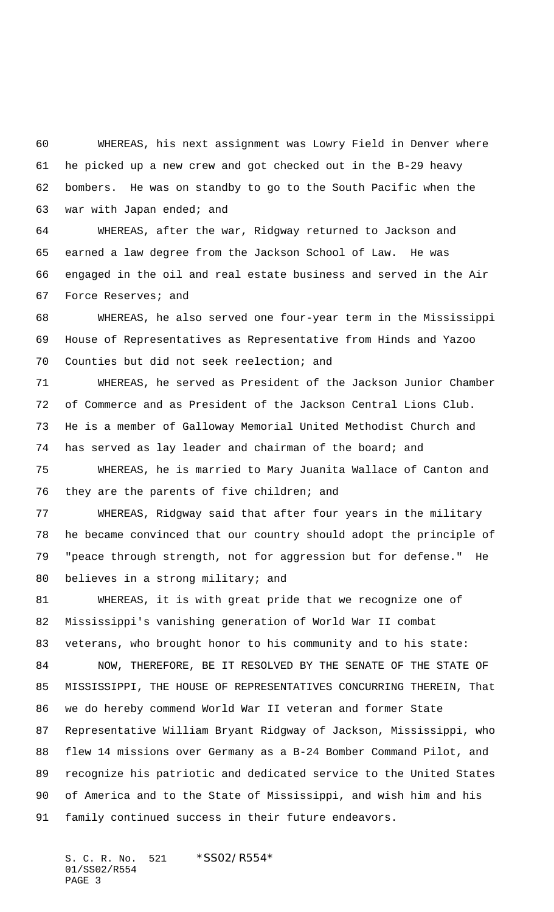WHEREAS, his next assignment was Lowry Field in Denver where he picked up a new crew and got checked out in the B-29 heavy bombers. He was on standby to go to the South Pacific when the war with Japan ended; and

WHEREAS, after the war, Ridgway returned to Jackson and earned a law degree from the Jackson School of Law. He was engaged in the oil and real estate business and served in the Air Force Reserves; and

WHEREAS, he also served one four-year term in the Mississippi House of Representatives as Representative from Hinds and Yazoo Counties but did not seek reelection; and

WHEREAS, he served as President of the Jackson Junior Chamber of Commerce and as President of the Jackson Central Lions Club. He is a member of Galloway Memorial United Methodist Church and has served as lay leader and chairman of the board; and

WHEREAS, he is married to Mary Juanita Wallace of Canton and they are the parents of five children; and

WHEREAS, Ridgway said that after four years in the military he became convinced that our country should adopt the principle of "peace through strength, not for aggression but for defense." He believes in a strong military; and

WHEREAS, it is with great pride that we recognize one of Mississippi's vanishing generation of World War II combat veterans, who brought honor to his community and to his state:

NOW, THEREFORE, BE IT RESOLVED BY THE SENATE OF THE STATE OF MISSISSIPPI, THE HOUSE OF REPRESENTATIVES CONCURRING THEREIN, That we do hereby commend World War II veteran and former State Representative William Bryant Ridgway of Jackson, Mississippi, who flew 14 missions over Germany as a B-24 Bomber Command Pilot, and recognize his patriotic and dedicated service to the United States of America and to the State of Mississippi, and wish him and his family continued success in their future endeavors.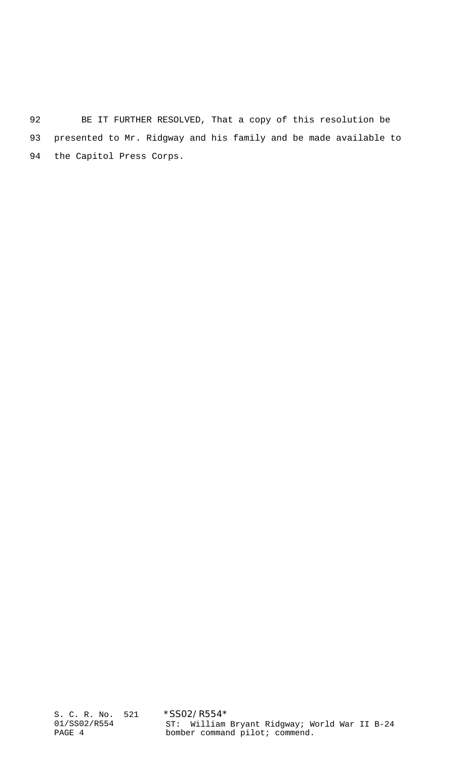BE IT FURTHER RESOLVED, That a copy of this resolution be presented to Mr. Ridgway and his family and be made available to the Capitol Press Corps.